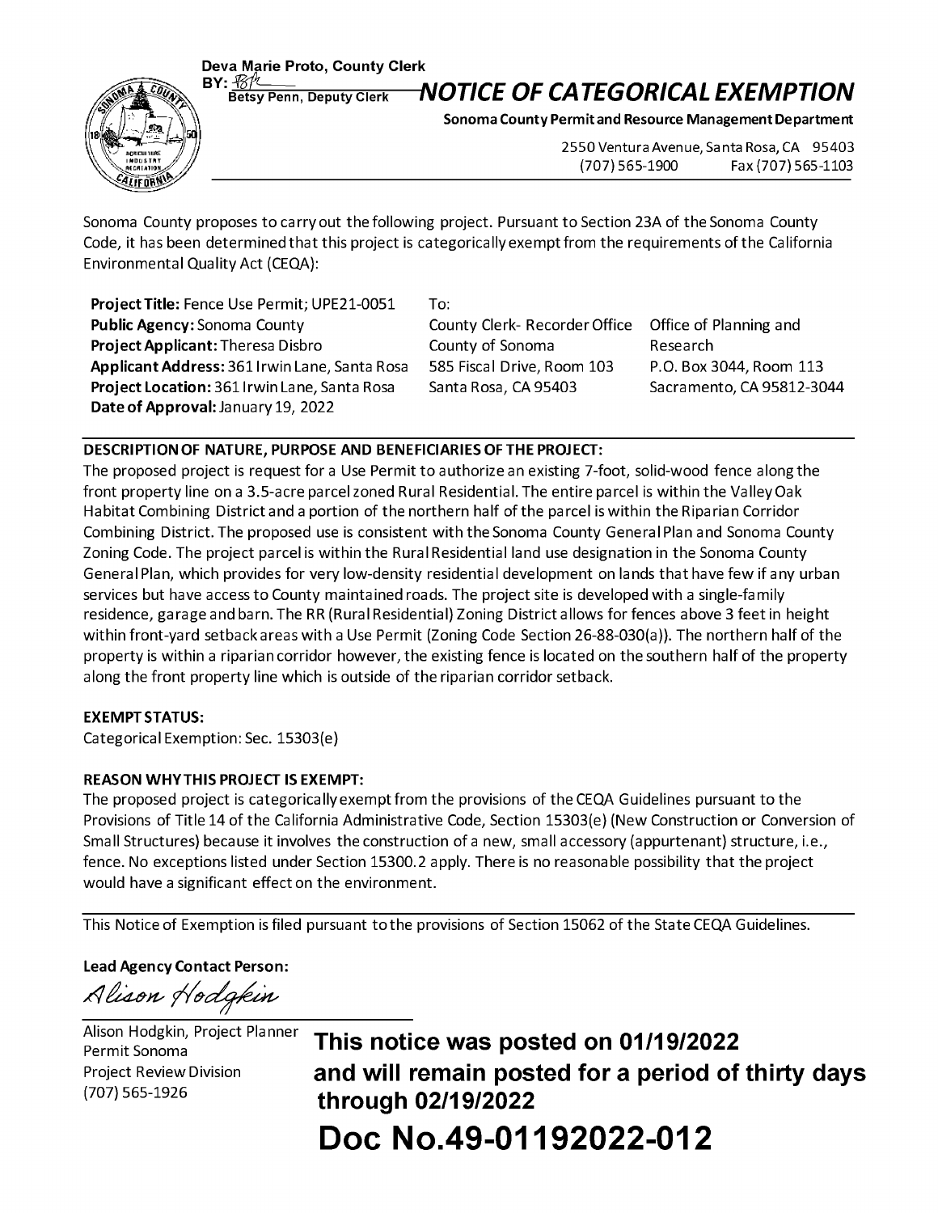Deva Marie Proto, County Clerk
BY: [signature]
Betsy Penn, Deputy Clerk

# *NOTICE OF CATEGORICAL EXEMPTION*

**Sonoma County Permit and Resource Management Department**

2550 Ventura Avenue, Santa Rosa, CA 95403
(707) 565-1900 Fax (707) 565-1103

Sonoma County proposes to carry out the following project. Pursuant to Section 23A of the Sonoma County Code, it has been determined that this project is categorically exempt from the requirements of the California Environmental Quality Act (CEQA):

**Project Title:** Fence Use Permit; UPE21-0051
**Public Agency:** Sonoma County
**Project Applicant:** Theresa Disbro
**Applicant Address:** 361 Irwin Lane, Santa Rosa
**Project Location:** 361 Irwin Lane, Santa Rosa
**Date of Approval:** January 19, 2022

To:

County Clerk- Recorder Office
County of Sonoma
585 Fiscal Drive, Room 103
Santa Rosa, CA 95403

Office of Planning and Research
P.O. Box 3044, Room 113
Sacramento, CA 95812-3044

**DESCRIPTION OF NATURE, PURPOSE AND BENEFICIARIES OF THE PROJECT:**

The proposed project is request for a Use Permit to authorize an existing 7-foot, solid-wood fence along the front property line on a 3.5-acre parcel zoned Rural Residential. The entire parcel is within the Valley Oak Habitat Combining District and a portion of the northern half of the parcel is within the Riparian Corridor Combining District. The proposed use is consistent with the Sonoma County General Plan and Sonoma County Zoning Code. The project parcel is within the Rural Residential land use designation in the Sonoma County General Plan, which provides for very low-density residential development on lands that have few if any urban services but have access to County maintained roads. The project site is developed with a single-family residence, garage and barn. The RR (Rural Residential) Zoning District allows for fences above 3 feet in height within front-yard setback areas with a Use Permit (Zoning Code Section 26-88-030(a)). The northern half of the property is within a riparian corridor however, the existing fence is located on the southern half of the property along the front property line which is outside of the riparian corridor setback.

**EXEMPT STATUS:**

Categorical Exemption: Sec. 15303(e)

**REASON WHY THIS PROJECT IS EXEMPT:**

The proposed project is categorically exempt from the provisions of the CEQA Guidelines pursuant to the Provisions of Title 14 of the California Administrative Code, Section 15303(e) (New Construction or Conversion of Small Structures) because it involves the construction of a new, small accessory (appurtenant) structure, i.e., fence. No exceptions listed under Section 15300.2 apply. There is no reasonable possibility that the project would have a significant effect on the environment.

This Notice of Exemption is filed pursuant to the provisions of Section 15062 of the State CEQA Guidelines.

**Lead Agency Contact Person:**

*Alison Hodgkin*

Alison Hodgkin, Project Planner
Permit Sonoma
Project Review Division
(707) 565-1926

**This notice was posted on 01/19/2022 and will remain posted for a period of thirty days through 02/19/2022**

# Doc No.49-01192022-012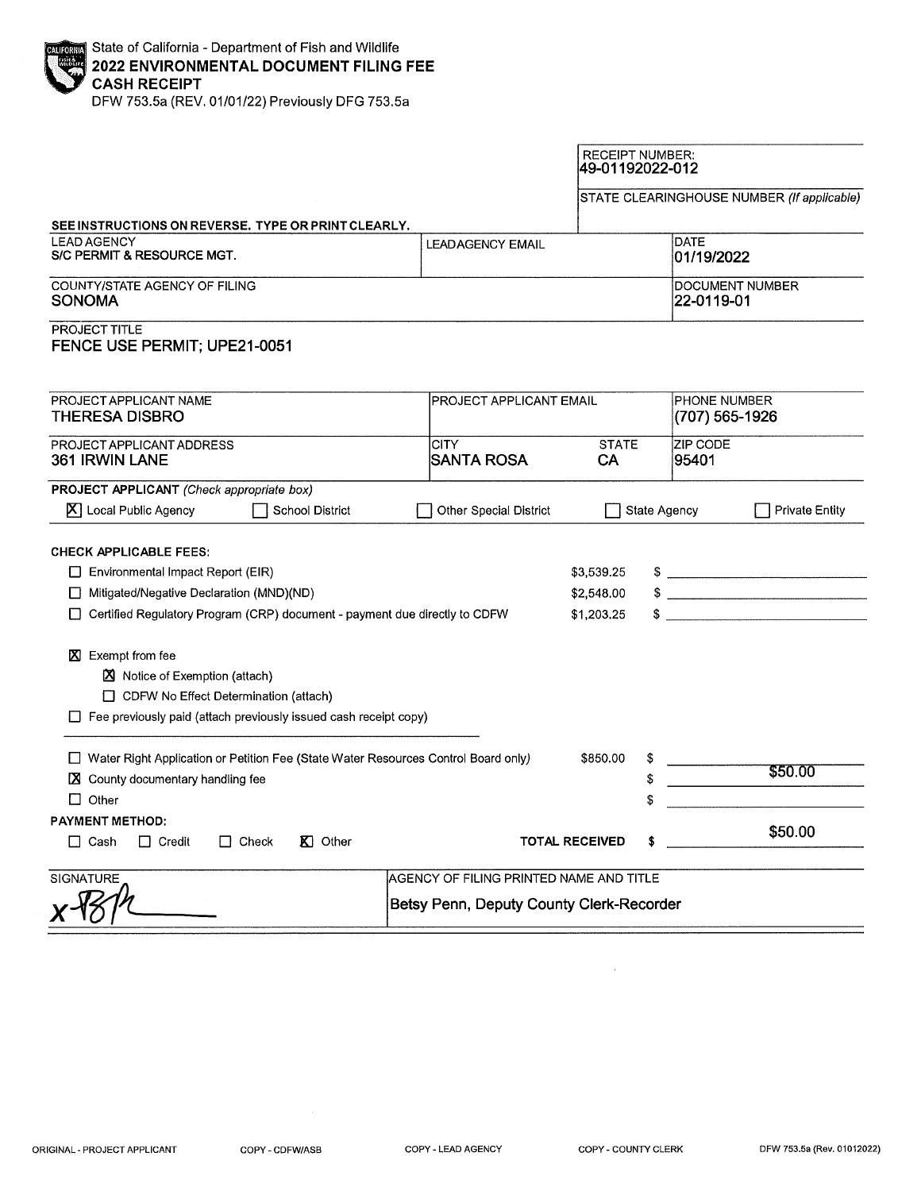State of California - Department of Fish and Wildlife
**2022 ENVIRONMENTAL DOCUMENT FILING FEE**
**CASH RECEIPT**
DFW 753.5a (REV. 01/01/22) Previously DFG 753.5a

RECEIPT NUMBER:
49-01192022-012

STATE CLEARINGHOUSE NUMBER *(If applicable)*

**SEE INSTRUCTIONS ON REVERSE. TYPE OR PRINT CLEARLY.**

| LEAD AGENCY | LEAD AGENCY EMAIL | DATE |
|---|---|---|
| S/C PERMIT & RESOURCE MGT. | | 01/19/2022 |

| COUNTY/STATE AGENCY OF FILING | DOCUMENT NUMBER |
|---|---|
| SONOMA | 22-0119-01 |

PROJECT TITLE
**FENCE USE PERMIT; UPE21-0051**

| PROJECT APPLICANT NAME | PROJECT APPLICANT EMAIL | | PHONE NUMBER |
|---|---|---|---|
| THERESA DISBRO | | | (707) 565-1926 |
| **PROJECT APPLICANT ADDRESS** | **CITY** | **STATE** | **ZIP CODE** |
| 361 IRWIN LANE | SANTA ROSA | CA | 95401 |

**PROJECT APPLICANT** *(Check appropriate box)*

[X] Local Public Agency  [ ] School District  [ ] Other Special District  [ ] State Agency  [ ] Private Entity

**CHECK APPLICABLE FEES:**

| | | |
|---|---|---|
| [ ] Environmental Impact Report (EIR) | $3,539.25 | $ |
| [ ] Mitigated/Negative Declaration (MND)(ND) | $2,548.00 | $ |
| [ ] Certified Regulatory Program (CRP) document - payment due directly to CDFW | $1,203.25 | $ |

[X] Exempt from fee
- [X] Notice of Exemption (attach)
- [ ] CDFW No Effect Determination (attach)

[ ] Fee previously paid (attach previously issued cash receipt copy)

| | | |
|---|---|---|
| [ ] Water Right Application or Petition Fee (State Water Resources Control Board only) | $850.00 | $ |
| [X] County documentary handling fee | | $ $50.00 |
| [ ] Other | | $ |

**PAYMENT METHOD:**

[ ] Cash  [ ] Credit  [ ] Check  [X] Other

**TOTAL RECEIVED** $ $50.00

| SIGNATURE | AGENCY OF FILING PRINTED NAME AND TITLE |
|---|---|
| x [signature] | Betsy Penn, Deputy County Clerk-Recorder |

ORIGINAL - PROJECT APPLICANT    COPY - CDFW/ASB    COPY - LEAD AGENCY    COPY - COUNTY CLERK    DFW 753.5a (Rev. 01012022)